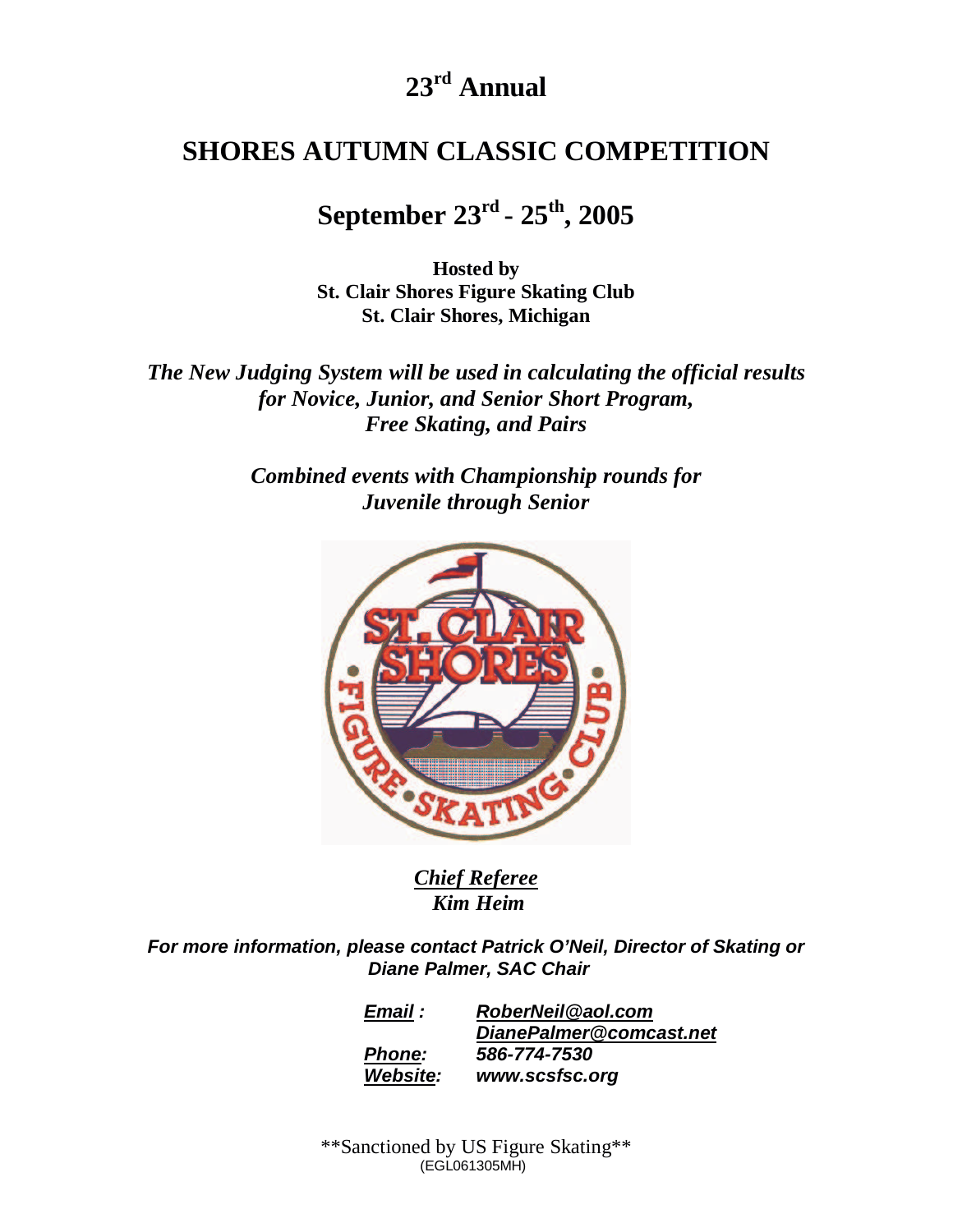# 23rd Annual

# SHORES AUTUMN CLASSIC COMPETITION

## September 23rd - 25th, 2005

**Hosted by**
**St. Clair Shores Figure Skating Club**
**St. Clair Shores, Michigan**

***The New Judging System will be used in calculating the official results for Novice, Junior, and Senior Short Program, Free Skating, and Pairs***

***Combined events with Championship rounds for Juvenile through Senior***

***Chief Referee***
***Kim Heim***

***For more information, please contact Patrick O'Neil, Director of Skating or Diane Palmer, SAC Chair***

***Email :*** ***RoberNeil@aol.com***
***DianePalmer@comcast.net***
***Phone:*** ***586-774-7530***
***Website:*** ***www.scsfsc.org***

**Sanctioned by US Figure Skating**
(EGL061305MH)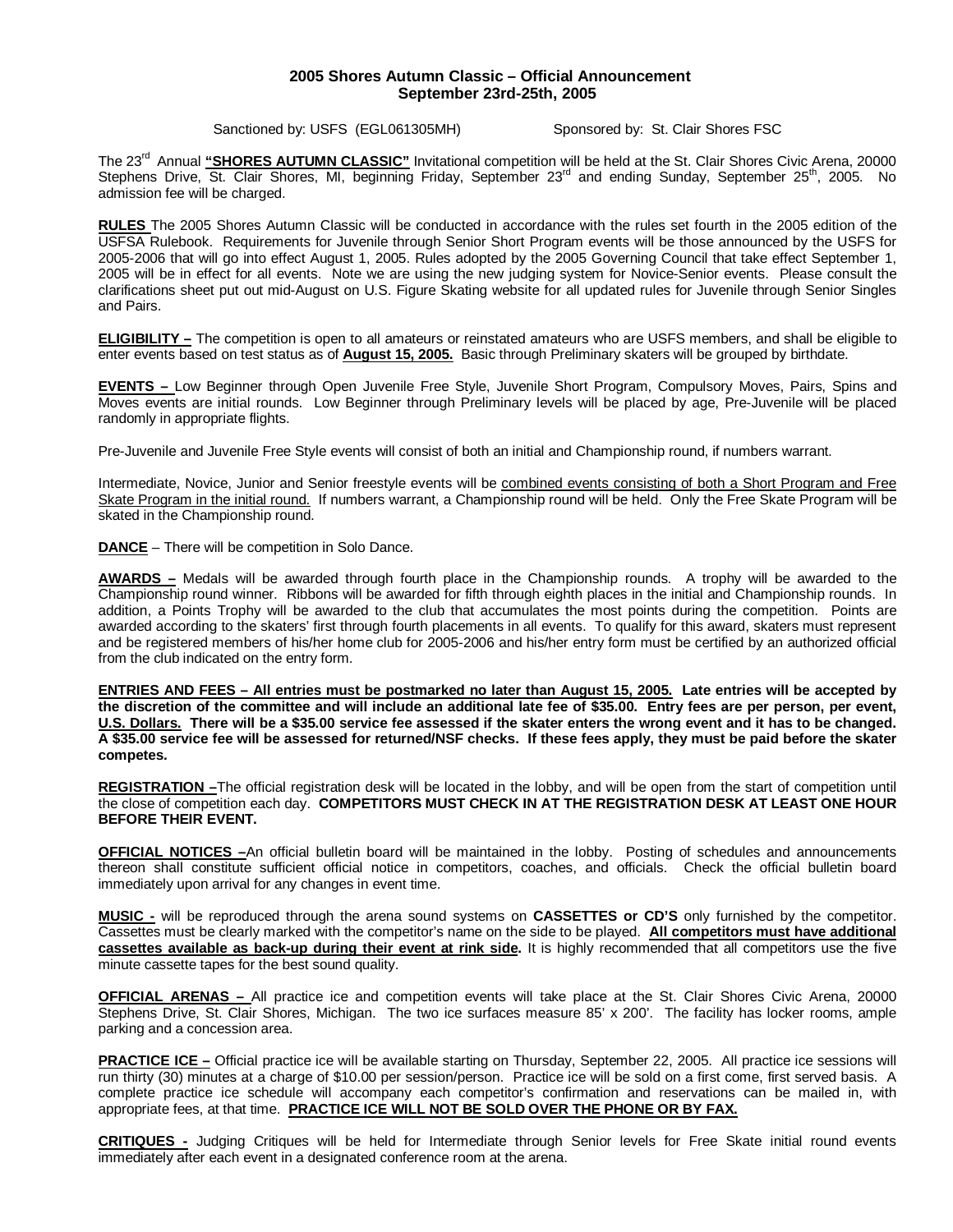**2005 Shores Autumn Classic – Official Announcement**
**September 23rd-25th, 2005**

Sanctioned by: USFS (EGL061305MH) Sponsored by: St. Clair Shores FSC

The 23rd Annual **"SHORES AUTUMN CLASSIC"** Invitational competition will be held at the St. Clair Shores Civic Arena, 20000 Stephens Drive, St. Clair Shores, MI, beginning Friday, September 23rd and ending Sunday, September 25th, 2005. No admission fee will be charged.

**RULES** The 2005 Shores Autumn Classic will be conducted in accordance with the rules set fourth in the 2005 edition of the USFSA Rulebook. Requirements for Juvenile through Senior Short Program events will be those announced by the USFS for 2005-2006 that will go into effect August 1, 2005. Rules adopted by the 2005 Governing Council that take effect September 1, 2005 will be in effect for all events. Note we are using the new judging system for Novice-Senior events. Please consult the clarifications sheet put out mid-August on U.S. Figure Skating website for all updated rules for Juvenile through Senior Singles and Pairs.

**ELIGIBILITY –** The competition is open to all amateurs or reinstated amateurs who are USFS members, and shall be eligible to enter events based on test status as of **August 15, 2005.** Basic through Preliminary skaters will be grouped by birthdate.

**EVENTS –** Low Beginner through Open Juvenile Free Style, Juvenile Short Program, Compulsory Moves, Pairs, Spins and Moves events are initial rounds. Low Beginner through Preliminary levels will be placed by age, Pre-Juvenile will be placed randomly in appropriate flights.

Pre-Juvenile and Juvenile Free Style events will consist of both an initial and Championship round, if numbers warrant.

Intermediate, Novice, Junior and Senior freestyle events will be combined events consisting of both a Short Program and Free Skate Program in the initial round. If numbers warrant, a Championship round will be held. Only the Free Skate Program will be skated in the Championship round.

**DANCE** – There will be competition in Solo Dance.

**AWARDS –** Medals will be awarded through fourth place in the Championship rounds. A trophy will be awarded to the Championship round winner. Ribbons will be awarded for fifth through eighth places in the initial and Championship rounds. In addition, a Points Trophy will be awarded to the club that accumulates the most points during the competition. Points are awarded according to the skaters' first through fourth placements in all events. To qualify for this award, skaters must represent and be registered members of his/her home club for 2005-2006 and his/her entry form must be certified by an authorized official from the club indicated on the entry form.

**ENTRIES AND FEES – All entries must be postmarked no later than August 15, 2005. Late entries will be accepted by the discretion of the committee and will include an additional late fee of $35.00. Entry fees are per person, per event, U.S. Dollars. There will be a $35.00 service fee assessed if the skater enters the wrong event and it has to be changed. A $35.00 service fee will be assessed for returned/NSF checks. If these fees apply, they must be paid before the skater competes.**

**REGISTRATION –**The official registration desk will be located in the lobby, and will be open from the start of competition until the close of competition each day. **COMPETITORS MUST CHECK IN AT THE REGISTRATION DESK AT LEAST ONE HOUR BEFORE THEIR EVENT.**

**OFFICIAL NOTICES –**An official bulletin board will be maintained in the lobby. Posting of schedules and announcements thereon shall constitute sufficient official notice in competitors, coaches, and officials. Check the official bulletin board immediately upon arrival for any changes in event time.

**MUSIC -** will be reproduced through the arena sound systems on **CASSETTES or CD'S** only furnished by the competitor. Cassettes must be clearly marked with the competitor's name on the side to be played. **All competitors must have additional cassettes available as back-up during their event at rink side.** It is highly recommended that all competitors use the five minute cassette tapes for the best sound quality.

**OFFICIAL ARENAS –** All practice ice and competition events will take place at the St. Clair Shores Civic Arena, 20000 Stephens Drive, St. Clair Shores, Michigan. The two ice surfaces measure 85' x 200'. The facility has locker rooms, ample parking and a concession area.

**PRACTICE ICE –** Official practice ice will be available starting on Thursday, September 22, 2005. All practice ice sessions will run thirty (30) minutes at a charge of $10.00 per session/person. Practice ice will be sold on a first come, first served basis. A complete practice ice schedule will accompany each competitor's confirmation and reservations can be mailed in, with appropriate fees, at that time. **PRACTICE ICE WILL NOT BE SOLD OVER THE PHONE OR BY FAX.**

**CRITIQUES -** Judging Critiques will be held for Intermediate through Senior levels for Free Skate initial round events immediately after each event in a designated conference room at the arena.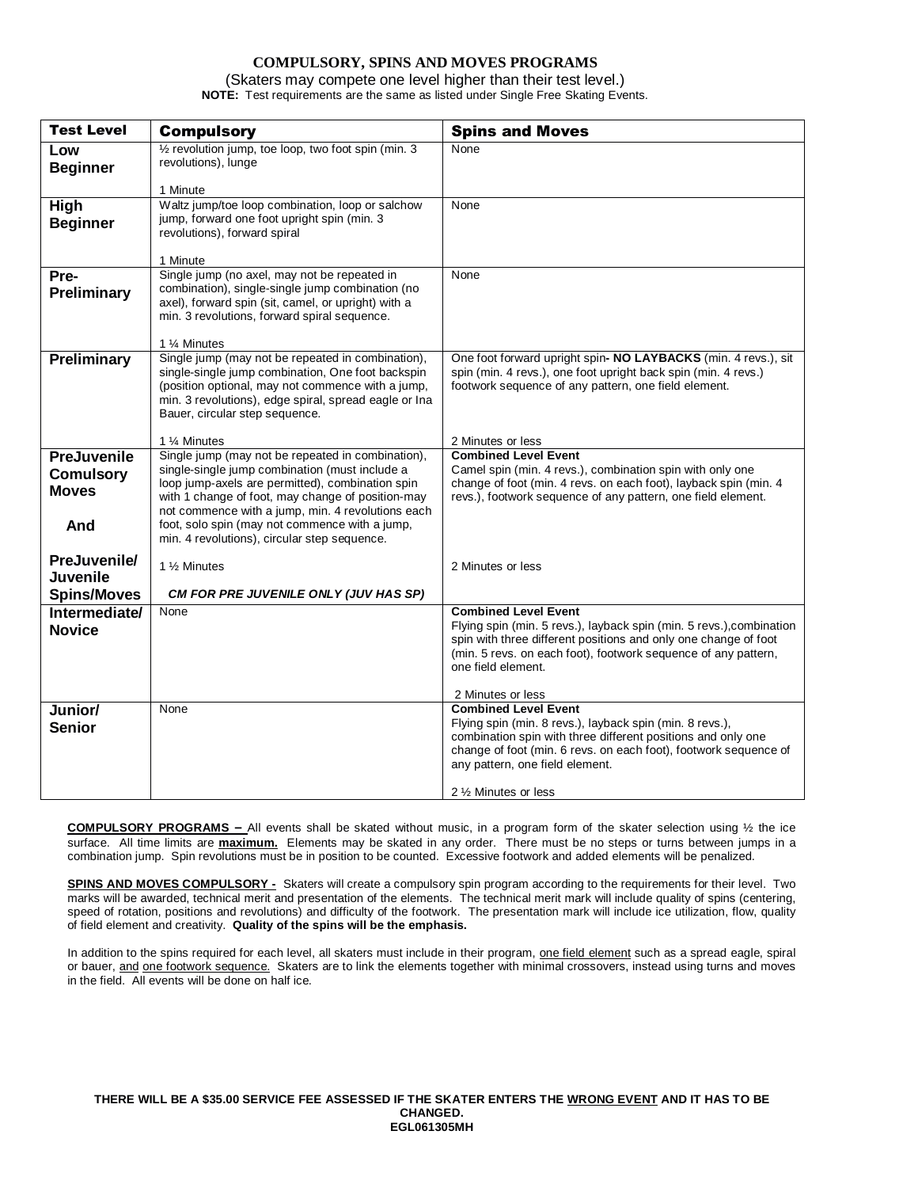## COMPULSORY, SPINS AND MOVES PROGRAMS

(Skaters may compete one level higher than their test level.)

**NOTE:** Test requirements are the same as listed under Single Free Skating Events.

| Test Level | Compulsory | Spins and Moves |
|---|---|---|
| **Low Beginner** | ½ revolution jump, toe loop, two foot spin (min. 3 revolutions), lunge<br><br>1 Minute | None |
| **High Beginner** | Waltz jump/toe loop combination, loop or salchow jump, forward one foot upright spin (min. 3 revolutions), forward spiral<br><br>1 Minute | None |
| **Pre-Preliminary** | Single jump (no axel, may not be repeated in combination), single-single jump combination (no axel), forward spin (sit, camel, or upright) with a min. 3 revolutions, forward spiral sequence.<br><br>1 ¼ Minutes | None |
| **Preliminary** | Single jump (may not be repeated in combination), single-single jump combination, One foot backspin (position optional, may not commence with a jump, min. 3 revolutions), edge spiral, spread eagle or Ina Bauer, circular step sequence.<br><br>1 ¼ Minutes | One foot forward upright spin**- NO LAYBACKS** (min. 4 revs.), sit spin (min. 4 revs.), one foot upright back spin (min. 4 revs.) footwork sequence of any pattern, one field element.<br><br>2 Minutes or less |
| **PreJuvenile Comulsory Moves**<br><br>**And**<br><br>**PreJuvenile/ Juvenile Spins/Moves** | Single jump (may not be repeated in combination), single-single jump combination (must include a loop jump-axels are permitted), combination spin with 1 change of foot, may change of position-may not commence with a jump, min. 4 revolutions each foot), solo spin (may not commence with a jump, min. 4 revolutions), circular step sequence.<br><br>1 ½ Minutes<br><br>***CM FOR PRE JUVENILE ONLY (JUV HAS SP)*** | **Combined Level Event**<br>Camel spin (min. 4 revs.), combination spin with only one change of foot (min. 4 revs. on each foot), layback spin (min. 4 revs.), footwork sequence of any pattern, one field element.<br><br>2 Minutes or less |
| **Intermediate/ Novice** | None | **Combined Level Event**<br>Flying spin (min. 5 revs.), layback spin (min. 5 revs.),combination spin with three different positions and only one change of foot (min. 5 revs. on each foot), footwork sequence of any pattern, one field element.<br><br>2 Minutes or less |
| **Junior/ Senior** | None | **Combined Level Event**<br>Flying spin (min. 8 revs.), layback spin (min. 8 revs.), combination spin with three different positions and only one change of foot (min. 6 revs. on each foot), footwork sequence of any pattern, one field element.<br><br>2 ½ Minutes or less |

**COMPULSORY PROGRAMS –** All events shall be skated without music, in a program form of the skater selection using ½ the ice surface. All time limits are **maximum.** Elements may be skated in any order. There must be no steps or turns between jumps in a combination jump. Spin revolutions must be in position to be counted. Excessive footwork and added elements will be penalized.

**SPINS AND MOVES COMPULSORY -** Skaters will create a compulsory spin program according to the requirements for their level. Two marks will be awarded, technical merit and presentation of the elements. The technical merit mark will include quality of spins (centering, speed of rotation, positions and revolutions) and difficulty of the footwork. The presentation mark will include ice utilization, flow, quality of field element and creativity. **Quality of the spins will be the emphasis.**

In addition to the spins required for each level, all skaters must include in their program, one field element such as a spread eagle, spiral or bauer, and one footwork sequence. Skaters are to link the elements together with minimal crossovers, instead using turns and moves in the field. All events will be done on half ice.

**THERE WILL BE A $35.00 SERVICE FEE ASSESSED IF THE SKATER ENTERS THE WRONG EVENT AND IT HAS TO BE CHANGED.**
**EGL061305MH**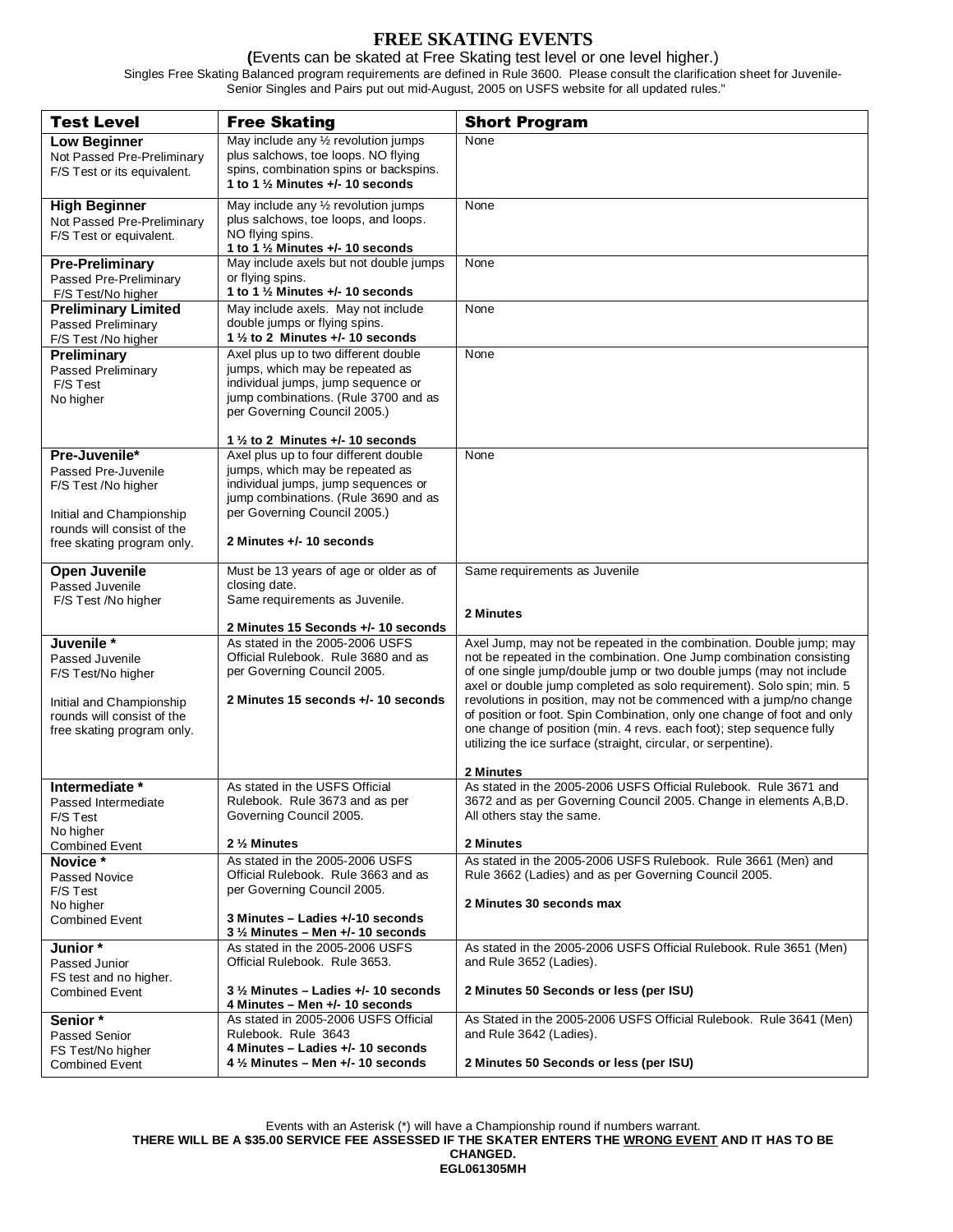# FREE SKATING EVENTS

**(**Events can be skated at Free Skating test level or one level higher.)

Singles Free Skating Balanced program requirements are defined in Rule 3600. Please consult the clarification sheet for Juvenile-Senior Singles and Pairs put out mid-August, 2005 on USFS website for all updated rules."

| Test Level | Free Skating | Short Program |
|---|---|---|
| **Low Beginner**<br>Not Passed Pre-Preliminary F/S Test or its equivalent. | May include any ½ revolution jumps plus salchows, toe loops. NO flying spins, combination spins or backspins.<br>**1 to 1 ½ Minutes +/- 10 seconds** | None |
| **High Beginner**<br>Not Passed Pre-Preliminary F/S Test or equivalent. | May include any ½ revolution jumps plus salchows, toe loops, and loops. NO flying spins.<br>**1 to 1 ½ Minutes +/- 10 seconds** | None |
| **Pre-Preliminary**<br>Passed Pre-Preliminary F/S Test/No higher | May include axels but not double jumps or flying spins.<br>**1 to 1 ½ Minutes +/- 10 seconds** | None |
| **Preliminary Limited**<br>Passed Preliminary F/S Test /No higher | May include axels. May not include double jumps or flying spins.<br>**1 ½ to 2 Minutes +/- 10 seconds** | None |
| **Preliminary**<br>Passed Preliminary F/S Test No higher | Axel plus up to two different double jumps, which may be repeated as individual jumps, jump sequence or jump combinations. (Rule 3700 and as per Governing Council 2005.)<br>**1 ½ to 2 Minutes +/- 10 seconds** | None |
| **Pre-Juvenile***<br>Passed Pre-Juvenile F/S Test /No higher<br>Initial and Championship rounds will consist of the free skating program only. | Axel plus up to four different double jumps, which may be repeated as individual jumps, jump sequences or jump combinations. (Rule 3690 and as per Governing Council 2005.)<br>**2 Minutes +/- 10 seconds** | None |
| **Open Juvenile**<br>Passed Juvenile F/S Test /No higher | Must be 13 years of age or older as of closing date.<br>Same requirements as Juvenile.<br>**2 Minutes 15 Seconds +/- 10 seconds** | Same requirements as Juvenile<br>**2 Minutes** |
| **Juvenile ***<br>Passed Juvenile F/S Test/No higher<br>Initial and Championship rounds will consist of the free skating program only. | As stated in the 2005-2006 USFS Official Rulebook. Rule 3680 and as per Governing Council 2005.<br>**2 Minutes 15 seconds +/- 10 seconds** | Axel Jump, may not be repeated in the combination. Double jump; may not be repeated in the combination. One Jump combination consisting of one single jump/double jump or two double jumps (may not include axel or double jump completed as solo requirement). Solo spin; min. 5 revolutions in position, may not be commenced with a jump/no change of position or foot. Spin Combination, only one change of foot and only one change of position (min. 4 revs. each foot); step sequence fully utilizing the ice surface (straight, circular, or serpentine).<br>**2 Minutes** |
| **Intermediate ***<br>Passed Intermediate F/S Test No higher Combined Event | As stated in the USFS Official Rulebook. Rule 3673 and as per Governing Council 2005.<br>**2 ½ Minutes** | As stated in the 2005-2006 USFS Official Rulebook. Rule 3671 and 3672 and as per Governing Council 2005. Change in elements A,B,D. All others stay the same.<br>**2 Minutes** |
| **Novice ***<br>Passed Novice F/S Test No higher Combined Event | As stated in the 2005-2006 USFS Official Rulebook. Rule 3663 and as per Governing Council 2005.<br>**3 Minutes – Ladies +/-10 seconds**<br>**3 ½ Minutes – Men +/- 10 seconds** | As stated in the 2005-2006 USFS Rulebook. Rule 3661 (Men) and Rule 3662 (Ladies) and as per Governing Council 2005.<br>**2 Minutes 30 seconds max** |
| **Junior ***<br>Passed Junior FS test and no higher. Combined Event | As stated in the 2005-2006 USFS Official Rulebook. Rule 3653.<br>**3 ½ Minutes – Ladies +/- 10 seconds**<br>**4 Minutes – Men +/- 10 seconds** | As stated in the 2005-2006 USFS Official Rulebook. Rule 3651 (Men) and Rule 3652 (Ladies).<br>**2 Minutes 50 Seconds or less (per ISU)** |
| **Senior ***<br>Passed Senior FS Test/No higher Combined Event | As stated in 2005-2006 USFS Official Rulebook. Rule 3643<br>**4 Minutes – Ladies +/- 10 seconds**<br>**4 ½ Minutes – Men +/- 10 seconds** | As Stated in the 2005-2006 USFS Official Rulebook. Rule 3641 (Men) and Rule 3642 (Ladies).<br>**2 Minutes 50 Seconds or less (per ISU)** |

Events with an Asterisk (*) will have a Championship round if numbers warrant.

**THERE WILL BE A $35.00 SERVICE FEE ASSESSED IF THE SKATER ENTERS THE WRONG EVENT AND IT HAS TO BE CHANGED.**

**EGL061305MH**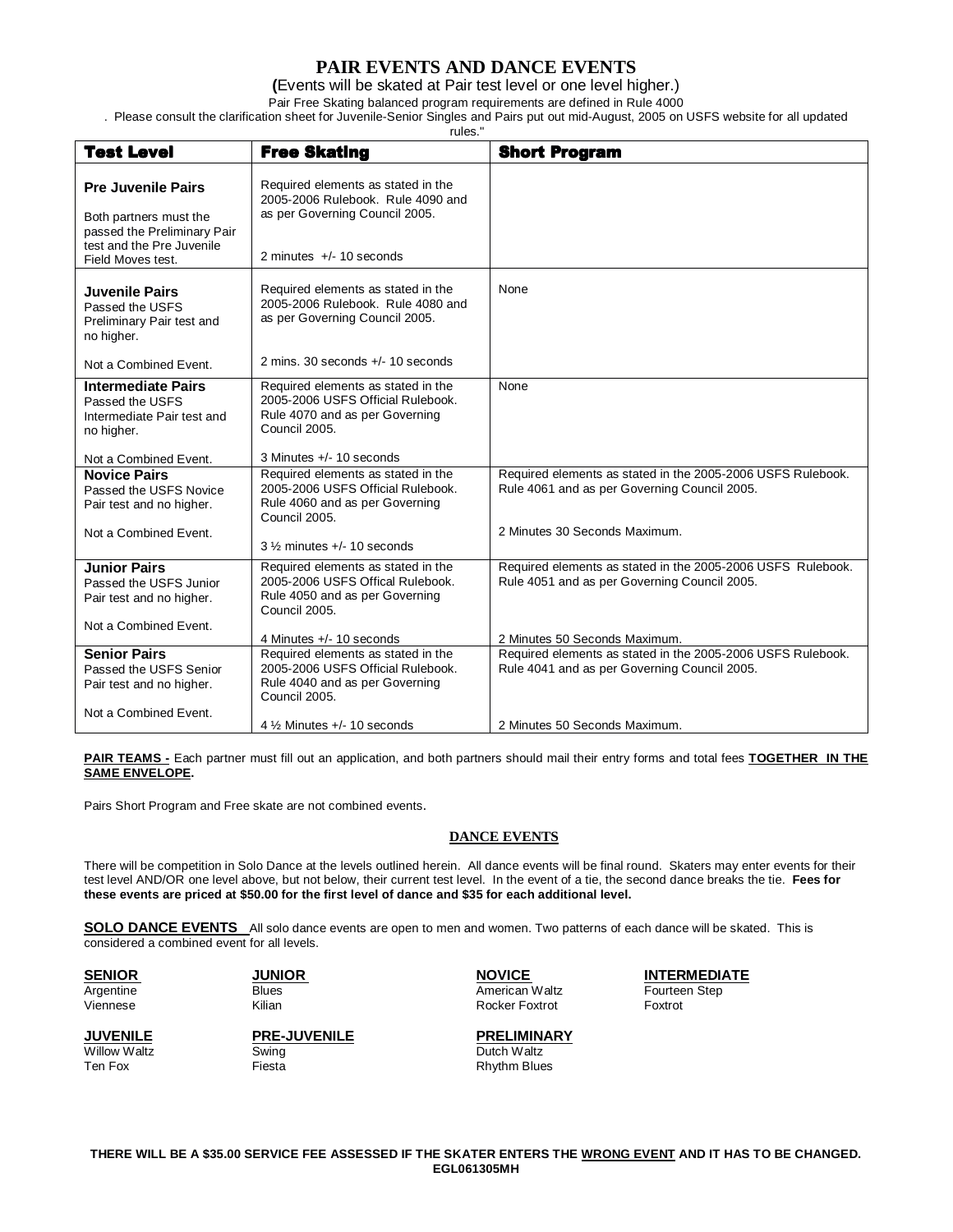# PAIR EVENTS AND DANCE EVENTS

**(**Events will be skated at Pair test level or one level higher.)

Pair Free Skating balanced program requirements are defined in Rule 4000

. Please consult the clarification sheet for Juvenile-Senior Singles and Pairs put out mid-August, 2005 on USFS website for all updated rules."

| Test Level | Free Skating | Short Program |
|---|---|---|
| **Pre Juvenile Pairs**<br><br>Both partners must the passed the Preliminary Pair test and the Pre Juvenile Field Moves test. | Required elements as stated in the 2005-2006 Rulebook. Rule 4090 and as per Governing Council 2005.<br><br>2 minutes +/- 10 seconds | |
| **Juvenile Pairs**<br>Passed the USFS Preliminary Pair test and no higher.<br><br>Not a Combined Event. | Required elements as stated in the 2005-2006 Rulebook. Rule 4080 and as per Governing Council 2005.<br><br>2 mins. 30 seconds +/- 10 seconds | None |
| **Intermediate Pairs**<br>Passed the USFS Intermediate Pair test and no higher.<br><br>Not a Combined Event. | Required elements as stated in the 2005-2006 USFS Official Rulebook. Rule 4070 and as per Governing Council 2005.<br><br>3 Minutes +/- 10 seconds | None |
| **Novice Pairs**<br>Passed the USFS Novice Pair test and no higher.<br><br>Not a Combined Event. | Required elements as stated in the 2005-2006 USFS Official Rulebook. Rule 4060 and as per Governing Council 2005.<br><br>3 ½ minutes +/- 10 seconds | Required elements as stated in the 2005-2006 USFS Rulebook. Rule 4061 and as per Governing Council 2005.<br><br>2 Minutes 30 Seconds Maximum. |
| **Junior Pairs**<br>Passed the USFS Junior Pair test and no higher.<br><br>Not a Combined Event. | Required elements as stated in the 2005-2006 USFS Offical Rulebook. Rule 4050 and as per Governing Council 2005.<br><br>4 Minutes +/- 10 seconds | Required elements as stated in the 2005-2006 USFS Rulebook. Rule 4051 and as per Governing Council 2005.<br><br>2 Minutes 50 Seconds Maximum. |
| **Senior Pairs**<br>Passed the USFS Senior Pair test and no higher.<br><br>Not a Combined Event. | Required elements as stated in the 2005-2006 USFS Official Rulebook. Rule 4040 and as per Governing Council 2005.<br><br>4 ½ Minutes +/- 10 seconds | Required elements as stated in the 2005-2006 USFS Rulebook. Rule 4041 and as per Governing Council 2005.<br><br>2 Minutes 50 Seconds Maximum. |

**PAIR TEAMS -** Each partner must fill out an application, and both partners should mail their entry forms and total fees **TOGETHER IN THE SAME ENVELOPE.**

Pairs Short Program and Free skate are not combined events.

## DANCE EVENTS

There will be competition in Solo Dance at the levels outlined herein. All dance events will be final round. Skaters may enter events for their test level AND/OR one level above, but not below, their current test level. In the event of a tie, the second dance breaks the tie. **Fees for these events are priced at $50.00 for the first level of dance and $35 for each additional level.**

**SOLO DANCE EVENTS** All solo dance events are open to men and women. Two patterns of each dance will be skated. This is considered a combined event for all levels.

**SENIOR**
Argentine
Viennese

**JUNIOR**
Blues
Kilian

**NOVICE**
American Waltz
Rocker Foxtrot

**INTERMEDIATE**
Fourteen Step
Foxtrot

**JUVENILE**
Willow Waltz
Ten Fox

**PRE-JUVENILE**
Swing
Fiesta

**PRELIMINARY**
Dutch Waltz
Rhythm Blues

**THERE WILL BE A $35.00 SERVICE FEE ASSESSED IF THE SKATER ENTERS THE WRONG EVENT AND IT HAS TO BE CHANGED.**
**EGL061305MH**